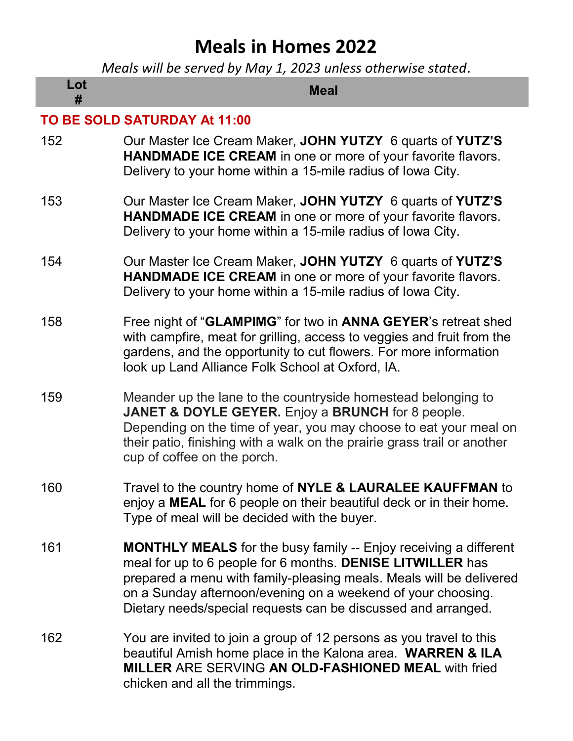# Meals in Homes 2022

*Meals will be served by May 1, 2023 unless otherwise stated*.

| Lot # | Meal |
| --- | --- |
| **TO BE SOLD SATURDAY At 11:00** | |
| 152 | Our Master Ice Cream Maker, **JOHN YUTZY** 6 quarts of **YUTZ'S HANDMADE ICE CREAM** in one or more of your favorite flavors. Delivery to your home within a 15-mile radius of Iowa City. |
| 153 | Our Master Ice Cream Maker, **JOHN YUTZY** 6 quarts of **YUTZ'S HANDMADE ICE CREAM** in one or more of your favorite flavors. Delivery to your home within a 15-mile radius of Iowa City. |
| 154 | Our Master Ice Cream Maker, **JOHN YUTZY** 6 quarts of **YUTZ'S HANDMADE ICE CREAM** in one or more of your favorite flavors. Delivery to your home within a 15-mile radius of Iowa City. |
| 158 | Free night of "**GLAMPIMG**" for two in **ANNA GEYER**'s retreat shed with campfire, meat for grilling, access to veggies and fruit from the gardens, and the opportunity to cut flowers. For more information look up Land Alliance Folk School at Oxford, IA. |
| 159 | Meander up the lane to the countryside homestead belonging to **JANET & DOYLE GEYER.** Enjoy a **BRUNCH** for 8 people. Depending on the time of year, you may choose to eat your meal on their patio, finishing with a walk on the prairie grass trail or another cup of coffee on the porch. |
| 160 | Travel to the country home of **NYLE & LAURALEE KAUFFMAN** to enjoy a **MEAL** for 6 people on their beautiful deck or in their home. Type of meal will be decided with the buyer. |
| 161 | **MONTHLY MEALS** for the busy family -- Enjoy receiving a different meal for up to 6 people for 6 months. **DENISE LITWILLER** has prepared a menu with family-pleasing meals. Meals will be delivered on a Sunday afternoon/evening on a weekend of your choosing. Dietary needs/special requests can be discussed and arranged. |
| 162 | You are invited to join a group of 12 persons as you travel to this beautiful Amish home place in the Kalona area. **WARREN & ILA MILLER** ARE SERVING **AN OLD-FASHIONED MEAL** with fried chicken and all the trimmings. |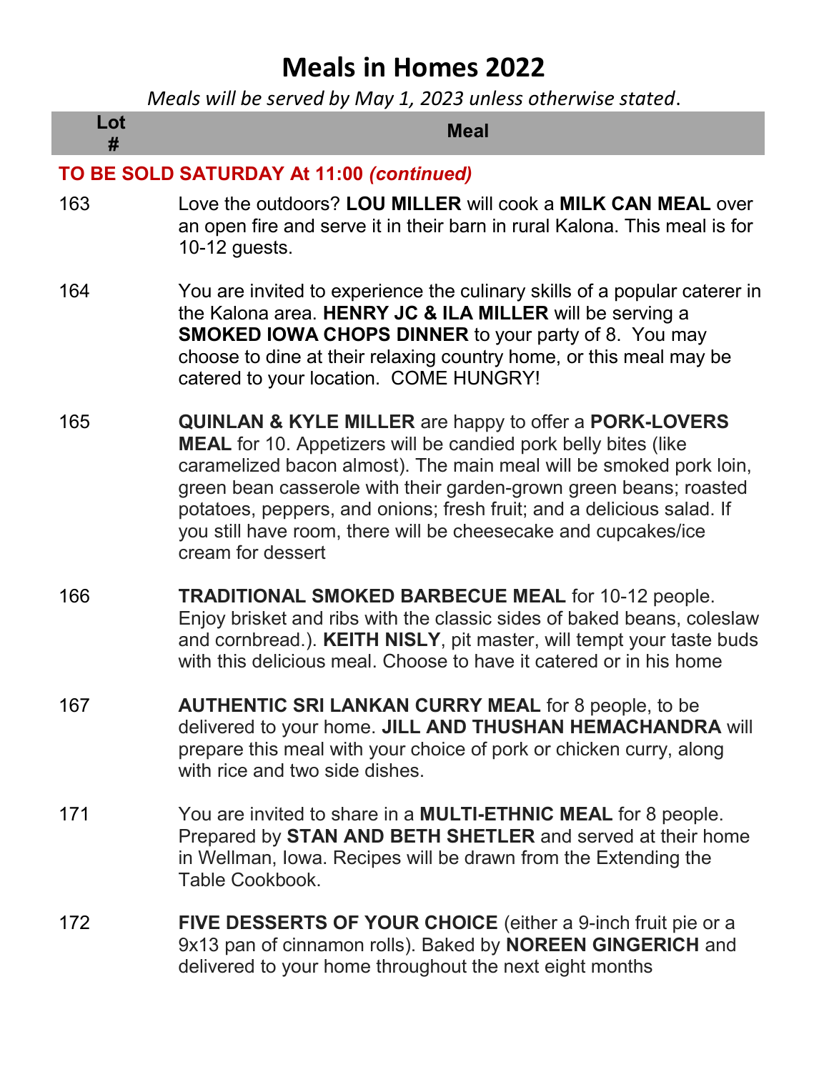# Meals in Homes 2022

*Meals will be served by May 1, 2023 unless otherwise stated.*

| Lot # | Meal |
|---|---|
| **TO BE SOLD SATURDAY At 11:00** ***(continued)*** | |
| 163 | Love the outdoors? **LOU MILLER** will cook a **MILK CAN MEAL** over an open fire and serve it in their barn in rural Kalona. This meal is for 10-12 guests. |
| 164 | You are invited to experience the culinary skills of a popular caterer in the Kalona area. **HENRY JC & ILA MILLER** will be serving a **SMOKED IOWA CHOPS DINNER** to your party of 8. You may choose to dine at their relaxing country home, or this meal may be catered to your location. COME HUNGRY! |
| 165 | **QUINLAN & KYLE MILLER** are happy to offer a **PORK-LOVERS MEAL** for 10. Appetizers will be candied pork belly bites (like caramelized bacon almost). The main meal will be smoked pork loin, green bean casserole with their garden-grown green beans; roasted potatoes, peppers, and onions; fresh fruit; and a delicious salad. If you still have room, there will be cheesecake and cupcakes/ice cream for dessert |
| 166 | **TRADITIONAL SMOKED BARBECUE MEAL** for 10-12 people. Enjoy brisket and ribs with the classic sides of baked beans, coleslaw and cornbread.). **KEITH NISLY**, pit master, will tempt your taste buds with this delicious meal. Choose to have it catered or in his home |
| 167 | **AUTHENTIC SRI LANKAN CURRY MEAL** for 8 people, to be delivered to your home. **JILL AND THUSHAN HEMACHANDRA** will prepare this meal with your choice of pork or chicken curry, along with rice and two side dishes. |
| 171 | You are invited to share in a **MULTI-ETHNIC MEAL** for 8 people. Prepared by **STAN AND BETH SHETLER** and served at their home in Wellman, Iowa. Recipes will be drawn from the Extending the Table Cookbook. |
| 172 | **FIVE DESSERTS OF YOUR CHOICE** (either a 9-inch fruit pie or a 9x13 pan of cinnamon rolls). Baked by **NOREEN GINGERICH** and delivered to your home throughout the next eight months |